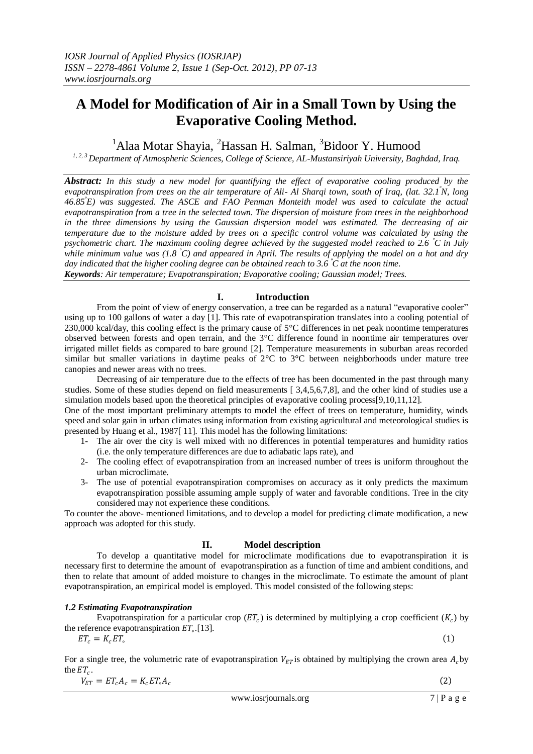# A Model for Modification of Air in a Small Town by Using the Evaporative Cooling Method.

[1]Alaa Motar Shayia, [2]Hassan H. Salman, [3]Bidoor Y. Humood

*[1, 2, 3] Department of Atmospheric Sciences, College of Science, AL-Mustansiriyah University, Baghdad, Iraq.*

***Abstract:*** *In this study a new model for quantifying the effect of evaporative cooling produced by the evapotranspiration from trees on the air temperature of Ali- Al Sharqi town, south of Iraq, (lat. 32.1°N, long 46.85°E) was suggested. The ASCE and FAO Penman Monteith model was used to calculate the actual evapotranspiration from a tree in the selected town. The dispersion of moisture from trees in the neighborhood in the three dimensions by using the Gaussian dispersion model was estimated. The decreasing of air temperature due to the moisture added by trees on a specific control volume was calculated by using the psychometric chart. The maximum cooling degree achieved by the suggested model reached to 2.6 °C in July while minimum value was (1.8 °C) and appeared in April. The results of applying the model on a hot and dry day indicated that the higher cooling degree can be obtained reach to 3.6 °C at the noon time.*

***Keywords****: Air temperature; Evapotranspiration; Evaporative cooling; Gaussian model; Trees.*

## I. Introduction

From the point of view of energy conservation, a tree can be regarded as a natural "evaporative cooler" using up to 100 gallons of water a day [1]. This rate of evapotranspiration translates into a cooling potential of 230,000 kcal/day, this cooling effect is the primary cause of 5°C differences in net peak noontime temperatures observed between forests and open terrain, and the 3°C difference found in noontime air temperatures over irrigated millet fields as compared to bare ground [2]. Temperature measurements in suburban areas recorded similar but smaller variations in daytime peaks of 2°C to 3°C between neighborhoods under mature tree canopies and newer areas with no trees.

Decreasing of air temperature due to the effects of tree has been documented in the past through many studies. Some of these studies depend on field measurements [ 3,4,5,6,7,8], and the other kind of studies use a simulation models based upon the theoretical principles of evaporative cooling process[9,10,11,12].

One of the most important preliminary attempts to model the effect of trees on temperature, humidity, winds speed and solar gain in urban climates using information from existing agricultural and meteorological studies is presented by Huang et al., 1987[ 11]. This model has the following limitations:

1- The air over the city is well mixed with no differences in potential temperatures and humidity ratios (i.e. the only temperature differences are due to adiabatic laps rate), and
2- The cooling effect of evapotranspiration from an increased number of trees is uniform throughout the urban microclimate.
3- The use of potential evapotranspiration compromises on accuracy as it only predicts the maximum evapotranspiration possible assuming ample supply of water and favorable conditions. Tree in the city considered may not experience these conditions.

To counter the above- mentioned limitations, and to develop a model for predicting climate modification, a new approach was adopted for this study.

## II. Model description

To develop a quantitative model for microclimate modifications due to evapotranspiration it is necessary first to determine the amount of evapotranspiration as a function of time and ambient conditions, and then to relate that amount of added moisture to changes in the microclimate. To estimate the amount of plant evapotranspiration, an empirical model is employed. This model consisted of the following steps:

### *1.2 Estimating Evapotranspiration*

Evapotranspiration for a particular crop ($ET_c$) is determined by multiplying a crop coefficient ($K_c$) by the reference evapotranspiration $ET_\circ$.[13].

$$ET_c = K_c ET_\circ \quad (1)$$

For a single tree, the volumetric rate of evapotranspiration $V_{ET}$ is obtained by multiplying the crown area $A_c$ by the $ET_c$.

$$V_{ET} = ET_c A_c = K_c ET_\circ A_c \quad (2)$$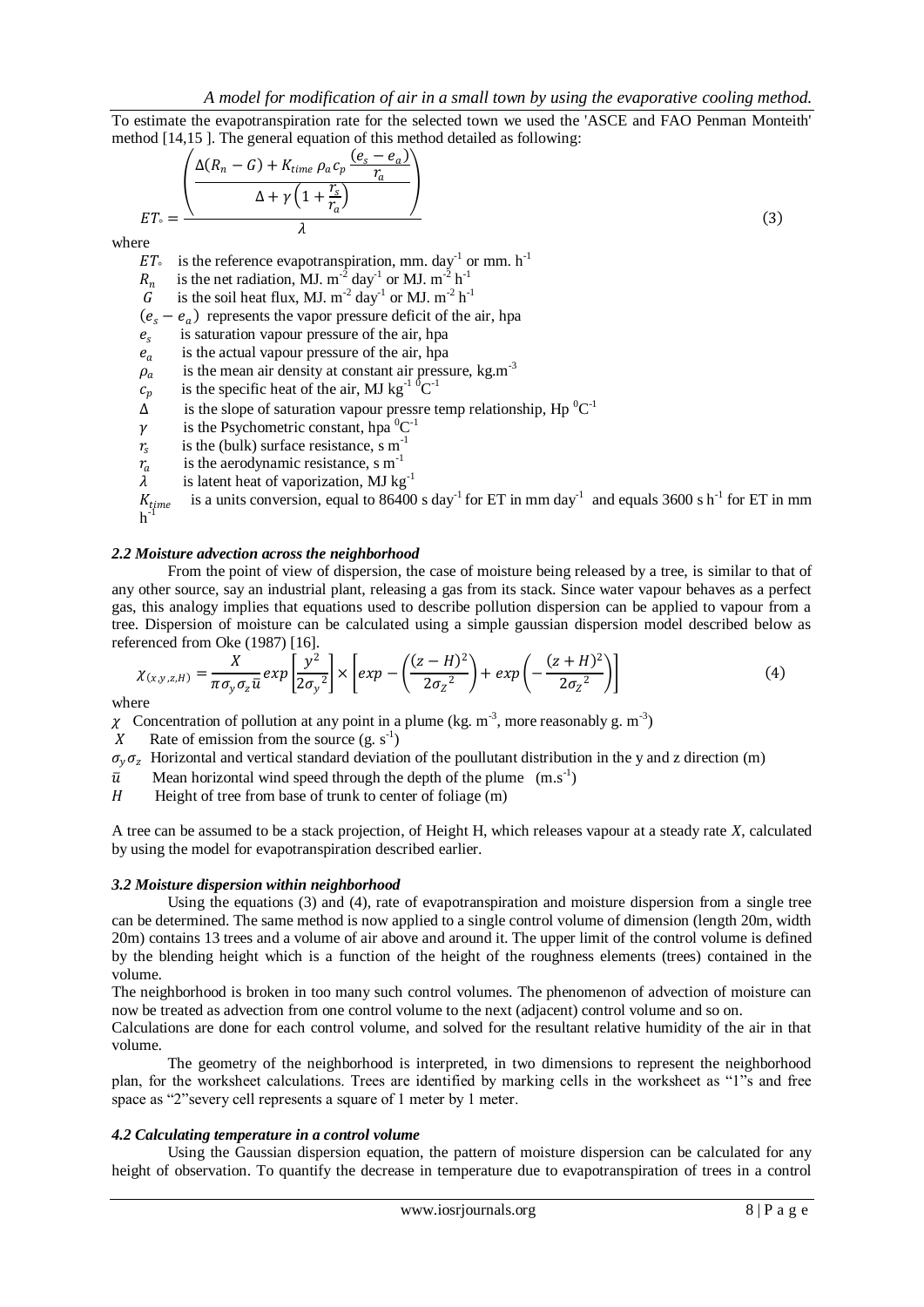To estimate the evapotranspiration rate for the selected town we used the 'ASCE and FAO Penman Monteith' method [14,15 ]. The general equation of this method detailed as following:

$$ET_{\circ} = \frac{\left(\dfrac{\Delta(R_n - G) + K_{time}\,\rho_a c_p \dfrac{(e_s - e_a)}{r_a}}{\Delta + \gamma\left(1 + \dfrac{r_s}{r_a}\right)}\right)}{\lambda} \qquad (3)$$

where

- $ET_{\circ}$ is the reference evapotranspiration, mm. $day^{-1}$ or mm. $h^{-1}$
- $R_n$ is the net radiation, MJ. $m^{-2}$ $day^{-1}$ or MJ. $m^{-2}$ $h^{-1}$
- $G$ is the soil heat flux, MJ. $m^{-2}$ $day^{-1}$ or MJ. $m^{-2}$ $h^{-1}$
- $(e_s - e_a)$ represents the vapor pressure deficit of the air, hpa
- $e_s$ is saturation vapour pressure of the air, hpa
- $e_a$ is the actual vapour pressure of the air, hpa
- $\rho_a$ is the mean air density at constant air pressure, $kg.m^{-3}$
- $c_p$ is the specific heat of the air, MJ $kg^{-1}$ $^0C^{-1}$
- $\Delta$ is the slope of saturation vapour pressre temp relationship, Hp $^0C^{-1}$
- $\gamma$ is the Psychometric constant, hpa $^0C^{-1}$
- $r_s$ is the (bulk) surface resistance, s $m^{-1}$
- $r_a$ is the aerodynamic resistance, s $m^{-1}$
- $\lambda$ is latent heat of vaporization, MJ $kg^{-1}$
- $K_{time}$ is a units conversion, equal to 86400 s $day^{-1}$ for ET in mm $day^{-1}$ and equals 3600 s $h^{-1}$ for ET in mm $h^{-1}$

### *2.2 Moisture advection across the neighborhood*

From the point of view of dispersion, the case of moisture being released by a tree, is similar to that of any other source, say an industrial plant, releasing a gas from its stack. Since water vapour behaves as a perfect gas, this analogy implies that equations used to describe pollution dispersion can be applied to vapour from a tree. Dispersion of moisture can be calculated using a simple gaussian dispersion model described below as referenced from Oke (1987) [16].

$$\chi_{(x,y,z,H)} = \frac{X}{\pi\sigma_y\sigma_z\bar{u}} exp\left[\frac{y^2}{2{\sigma_y}^2}\right] \times \left[exp - \left(\frac{(z-H)^2}{2{\sigma_Z}^2}\right) + exp\left(-\frac{(z+H)^2}{2{\sigma_Z}^2}\right)\right] \qquad (4)$$

where

- $\chi$ Concentration of pollution at any point in a plume (kg. $m^{-3}$, more reasonably g. $m^{-3}$)
- $X$ Rate of emission from the source (g. $s^{-1}$)
- $\sigma_y \sigma_z$ Horizontal and vertical standard deviation of the poullutant distribution in the y and z direction (m)
- $\bar{u}$ Mean horizontal wind speed through the depth of the plume ($m.s^{-1}$)
- $H$ Height of tree from base of trunk to center of foliage (m)

A tree can be assumed to be a stack projection, of Height H, which releases vapour at a steady rate $X$, calculated by using the model for evapotranspiration described earlier.

### *3.2 Moisture dispersion within neighborhood*

Using the equations (3) and (4), rate of evapotranspiration and moisture dispersion from a single tree can be determined. The same method is now applied to a single control volume of dimension (length 20m, width 20m) contains 13 trees and a volume of air above and around it. The upper limit of the control volume is defined by the blending height which is a function of the height of the roughness elements (trees) contained in the volume.

The neighborhood is broken in too many such control volumes. The phenomenon of advection of moisture can now be treated as advection from one control volume to the next (adjacent) control volume and so on.

Calculations are done for each control volume, and solved for the resultant relative humidity of the air in that volume.

The geometry of the neighborhood is interpreted, in two dimensions to represent the neighborhood plan, for the worksheet calculations. Trees are identified by marking cells in the worksheet as "1"s and free space as "2"severy cell represents a square of 1 meter by 1 meter.

### *4.2 Calculating temperature in a control volume*

Using the Gaussian dispersion equation, the pattern of moisture dispersion can be calculated for any height of observation. To quantify the decrease in temperature due to evapotranspiration of trees in a control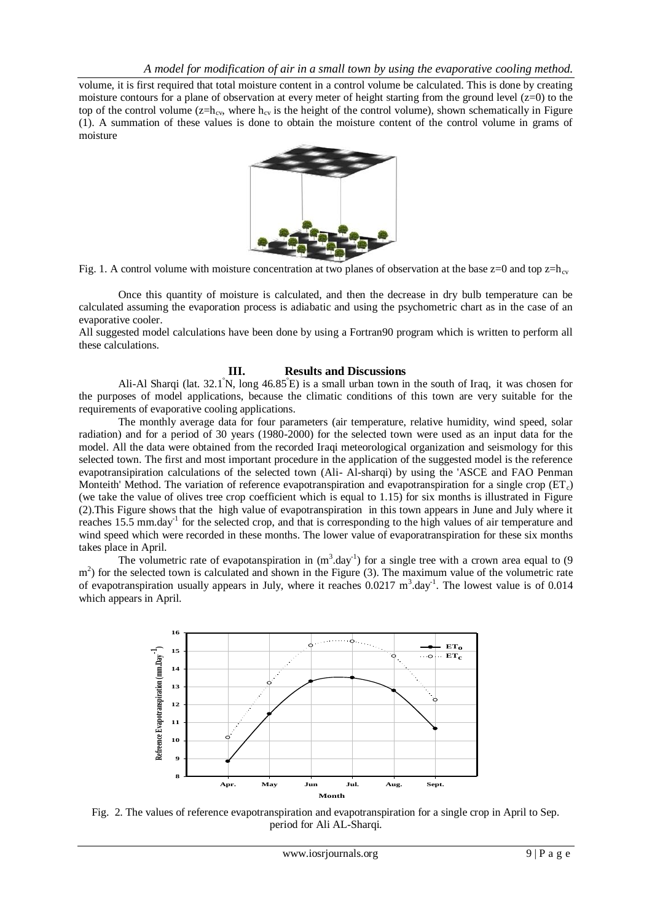volume, it is first required that total moisture content in a control volume be calculated. This is done by creating moisture contours for a plane of observation at every meter of height starting from the ground level ($z=0$) to the top of the control volume ($z=h_{cv}$, where $h_{cv}$ is the height of the control volume), shown schematically in Figure (1). A summation of these values is done to obtain the moisture content of the control volume in grams of moisture

Fig. 1. A control volume with moisture concentration at two planes of observation at the base $z=0$ and top $z=h_{cv}$

Once this quantity of moisture is calculated, and then the decrease in dry bulb temperature can be calculated assuming the evaporation process is adiabatic and using the psychometric chart as in the case of an evaporative cooler.

All suggested model calculations have been done by using a Fortran90 program which is written to perform all these calculations.

## III. Results and Discussions

Ali-Al Sharqi (lat. 32.1°N, long 46.85°E) is a small urban town in the south of Iraq, it was chosen for the purposes of model applications, because the climatic conditions of this town are very suitable for the requirements of evaporative cooling applications.

The monthly average data for four parameters (air temperature, relative humidity, wind speed, solar radiation) and for a period of 30 years (1980-2000) for the selected town were used as an input data for the model. All the data were obtained from the recorded Iraqi meteorological organization and seismology for this selected town. The first and most important procedure in the application of the suggested model is the reference evapotransipiration calculations of the selected town (Ali- Al-sharqi) by using the 'ASCE and FAO Penman Monteith' Method. The variation of reference evapotranspiration and evapotranspiration for a single crop ($ET_c$) (we take the value of olives tree crop coefficient which is equal to 1.15) for six months is illustrated in Figure (2).This Figure shows that the high value of evapotranspiration in this town appears in June and July where it reaches 15.5 mm.day$^{-1}$ for the selected crop, and that is corresponding to the high values of air temperature and wind speed which were recorded in these months. The lower value of evaporatranspiration for these six months takes place in April.

The volumetric rate of evapotanspiration in (m$^3$.day$^{-1}$) for a single tree with a crown area equal to (9 m$^2$) for the selected town is calculated and shown in the Figure (3). The maximum value of the volumetric rate of evapotranspiration usually appears in July, where it reaches 0.0217 m$^3$.day$^{-1}$. The lowest value is of 0.014 which appears in April.

Fig. 2. The values of reference evapotranspiration and evapotranspiration for a single crop in April to Sep. period for Ali AL-Sharqi.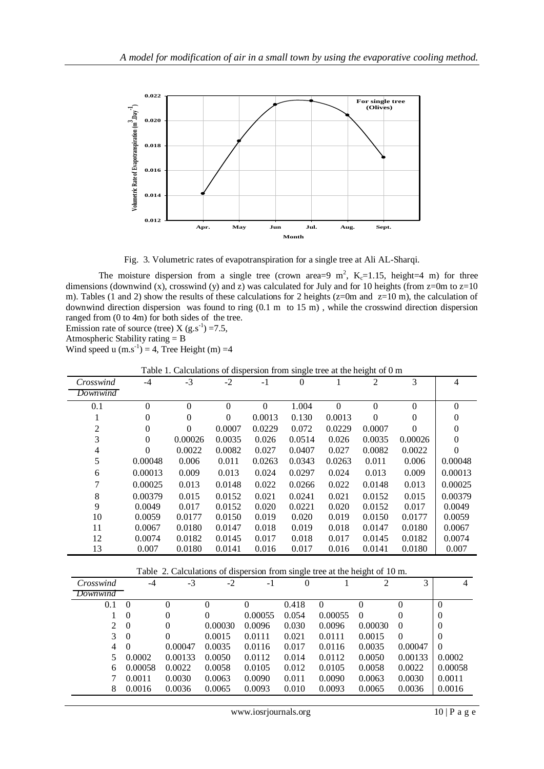Fig. 3. Volumetric rates of evapotranspiration for a single tree at Ali AL-Sharqi.

The moisture dispersion from a single tree (crown area=9 $m^2$, $K_c$=1.15, height=4 m) for three dimensions (downwind (x), crosswind (y) and z) was calculated for July and for 10 heights (from z=0m to z=10 m). Tables (1 and 2) show the results of these calculations for 2 heights (z=0m and z=10 m), the calculation of downwind direction dispersion was found to ring (0.1 m to 15 m), while the crosswind direction dispersion ranged from (0 to 4m) for both sides of the tree.

Emission rate of source (tree) X ($g.s^{-1}$) =7.5,

Atmospheric Stability rating = B

Wind speed u ($m.s^{-1}$) = 4, Tree Height (m) =4

Table 1. Calculations of dispersion from single tree at the height of 0 m

| *Crosswind* / *Downwind* | -4 | -3 | -2 | -1 | 0 | 1 | 2 | 3 | 4 |
|---|---|---|---|---|---|---|---|---|---|
| 0.1 | 0 | 0 | 0 | 0 | 1.004 | 0 | 0 | 0 | 0 |
| 1 | 0 | 0 | 0 | 0.0013 | 0.130 | 0.0013 | 0 | 0 | 0 |
| 2 | 0 | 0 | 0.0007 | 0.0229 | 0.072 | 0.0229 | 0.0007 | 0 | 0 |
| 3 | 0 | 0.00026 | 0.0035 | 0.026 | 0.0514 | 0.026 | 0.0035 | 0.00026 | 0 |
| 4 | 0 | 0.0022 | 0.0082 | 0.027 | 0.0407 | 0.027 | 0.0082 | 0.0022 | 0 |
| 5 | 0.00048 | 0.006 | 0.011 | 0.0263 | 0.0343 | 0.0263 | 0.011 | 0.006 | 0.00048 |
| 6 | 0.00013 | 0.009 | 0.013 | 0.024 | 0.0297 | 0.024 | 0.013 | 0.009 | 0.00013 |
| 7 | 0.00025 | 0.013 | 0.0148 | 0.022 | 0.0266 | 0.022 | 0.0148 | 0.013 | 0.00025 |
| 8 | 0.00379 | 0.015 | 0.0152 | 0.021 | 0.0241 | 0.021 | 0.0152 | 0.015 | 0.00379 |
| 9 | 0.0049 | 0.017 | 0.0152 | 0.020 | 0.0221 | 0.020 | 0.0152 | 0.017 | 0.0049 |
| 10 | 0.0059 | 0.0177 | 0.0150 | 0.019 | 0.020 | 0.019 | 0.0150 | 0.0177 | 0.0059 |
| 11 | 0.0067 | 0.0180 | 0.0147 | 0.018 | 0.019 | 0.018 | 0.0147 | 0.0180 | 0.0067 |
| 12 | 0.0074 | 0.0182 | 0.0145 | 0.017 | 0.018 | 0.017 | 0.0145 | 0.0182 | 0.0074 |
| 13 | 0.007 | 0.0180 | 0.0141 | 0.016 | 0.017 | 0.016 | 0.0141 | 0.0180 | 0.007 |

Table 2. Calculations of dispersion from single tree at the height of 10 m.

| *Crosswind* / *Downwind* | -4 | -3 | -2 | -1 | 0 | 1 | 2 | 3 | 4 |
|---|---|---|---|---|---|---|---|---|---|
| 0.1 | 0 | 0 | 0 | 0 | 0.418 | 0 | 0 | 0 | 0 |
| 1 | 0 | 0 | 0 | 0.00055 | 0.054 | 0.00055 | 0 | 0 | 0 |
| 2 | 0 | 0 | 0.00030 | 0.0096 | 0.030 | 0.0096 | 0.00030 | 0 | 0 |
| 3 | 0 | 0 | 0.0015 | 0.0111 | 0.021 | 0.0111 | 0.0015 | 0 | 0 |
| 4 | 0 | 0.00047 | 0.0035 | 0.0116 | 0.017 | 0.0116 | 0.0035 | 0.00047 | 0 |
| 5 | 0.0002 | 0.00133 | 0.0050 | 0.0112 | 0.014 | 0.0112 | 0.0050 | 0.00133 | 0.0002 |
| 6 | 0.00058 | 0.0022 | 0.0058 | 0.0105 | 0.012 | 0.0105 | 0.0058 | 0.0022 | 0.00058 |
| 7 | 0.0011 | 0.0030 | 0.0063 | 0.0090 | 0.011 | 0.0090 | 0.0063 | 0.0030 | 0.0011 |
| 8 | 0.0016 | 0.0036 | 0.0065 | 0.0093 | 0.010 | 0.0093 | 0.0065 | 0.0036 | 0.0016 |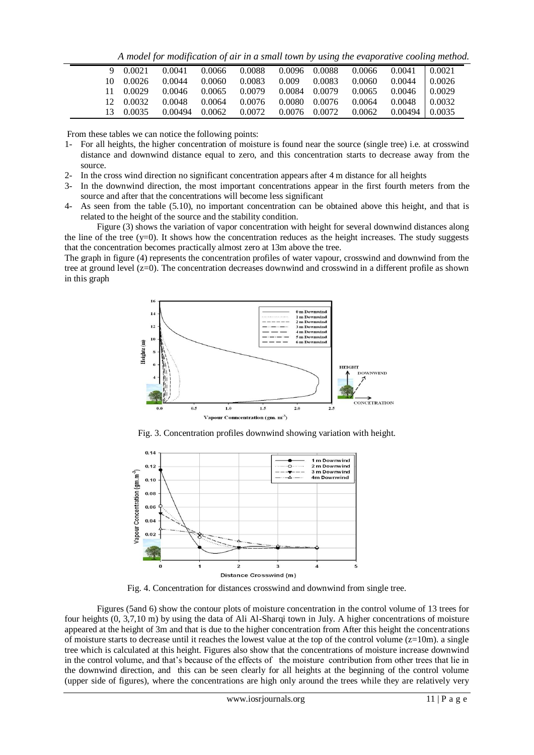| | | | | | | | | | |
|---|---|---|---|---|---|---|---|---|---|
| 9 | 0.0021 | 0.0041 | 0.0066 | 0.0088 | 0.0096 | 0.0088 | 0.0066 | 0.0041 | 0.0021 |
| 10 | 0.0026 | 0.0044 | 0.0060 | 0.0083 | 0.009 | 0.0083 | 0.0060 | 0.0044 | 0.0026 |
| 11 | 0.0029 | 0.0046 | 0.0065 | 0.0079 | 0.0084 | 0.0079 | 0.0065 | 0.0046 | 0.0029 |
| 12 | 0.0032 | 0.0048 | 0.0064 | 0.0076 | 0.0080 | 0.0076 | 0.0064 | 0.0048 | 0.0032 |
| 13 | 0.0035 | 0.00494 | 0.0062 | 0.0072 | 0.0076 | 0.0072 | 0.0062 | 0.00494 | 0.0035 |

From these tables we can notice the following points:

1. For all heights, the higher concentration of moisture is found near the source (single tree) i.e. at crosswind distance and downwind distance equal to zero, and this concentration starts to decrease away from the source.
2. In the cross wind direction no significant concentration appears after 4 m distance for all heights
3. In the downwind direction, the most important concentrations appear in the first fourth meters from the source and after that the concentrations will become less significant
4. As seen from the table (5.10), no important concentration can be obtained above this height, and that is related to the height of the source and the stability condition.

Figure (3) shows the variation of vapor concentration with height for several downwind distances along the line of the tree (y=0). It shows how the concentration reduces as the height increases. The study suggests that the concentration becomes practically almost zero at 13m above the tree.

The graph in figure (4) represents the concentration profiles of water vapour, crosswind and downwind from the tree at ground level (z=0). The concentration decreases downwind and crosswind in a different profile as shown in this graph

Fig. 3. Concentration profiles downwind showing variation with height.

Fig. 4. Concentration for distances crosswind and downwind from single tree.

Figures (5and 6) show the contour plots of moisture concentration in the control volume of 13 trees for four heights (0, 3,7,10 m) by using the data of Ali Al-Sharqi town in July. A higher concentrations of moisture appeared at the height of 3m and that is due to the higher concentration from After this height the concentrations of moisture starts to decrease until it reaches the lowest value at the top of the control volume (z=10m). a single tree which is calculated at this height. Figures also show that the concentrations of moisture increase downwind in the control volume, and that's because of the effects of the moisture contribution from other trees that lie in the downwind direction, and this can be seen clearly for all heights at the beginning of the control volume (upper side of figures), where the concentrations are high only around the trees while they are relatively very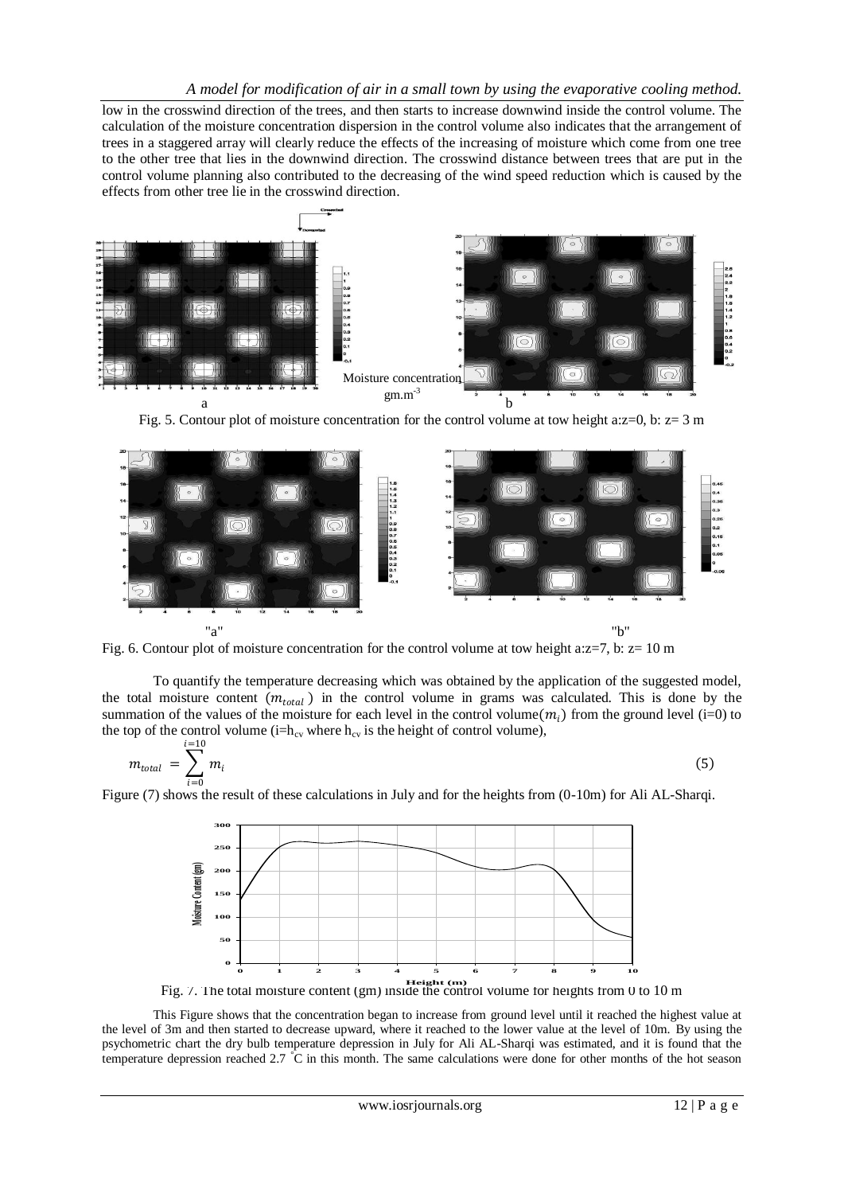low in the crosswind direction of the trees, and then starts to increase downwind inside the control volume. The calculation of the moisture concentration dispersion in the control volume also indicates that the arrangement of trees in a staggered array will clearly reduce the effects of the increasing of moisture which come from one tree to the other tree that lies in the downwind direction. The crosswind distance between trees that are put in the control volume planning also contributed to the decreasing of the wind speed reduction which is caused by the effects from other tree lie in the crosswind direction.

Fig. 5. Contour plot of moisture concentration for the control volume at tow height a:z=0, b: z= 3 m

Fig. 6. Contour plot of moisture concentration for the control volume at tow height a:z=7, b: z= 10 m

To quantify the temperature decreasing which was obtained by the application of the suggested model, the total moisture content ($m_{total}$) in the control volume in grams was calculated. This is done by the summation of the values of the moisture for each level in the control volume($m_i$) from the ground level (i=0) to the top of the control volume (i=$h_{cv}$ where $h_{cv}$ is the height of control volume),

$$m_{total} = \sum_{i=0}^{i=10} m_i \tag{5}$$

Figure (7) shows the result of these calculations in July and for the heights from (0-10m) for Ali AL-Sharqi.

Fig. 7. The total moisture content (gm) inside the control volume for heights from 0 to 10 m

This Figure shows that the concentration began to increase from ground level until it reached the highest value at the level of 3m and then started to decrease upward, where it reached to the lower value at the level of 10m. By using the psychometric chart the dry bulb temperature depression in July for Ali AL-Sharqi was estimated, and it is found that the temperature depression reached 2.7 °C in this month. The same calculations were done for other months of the hot season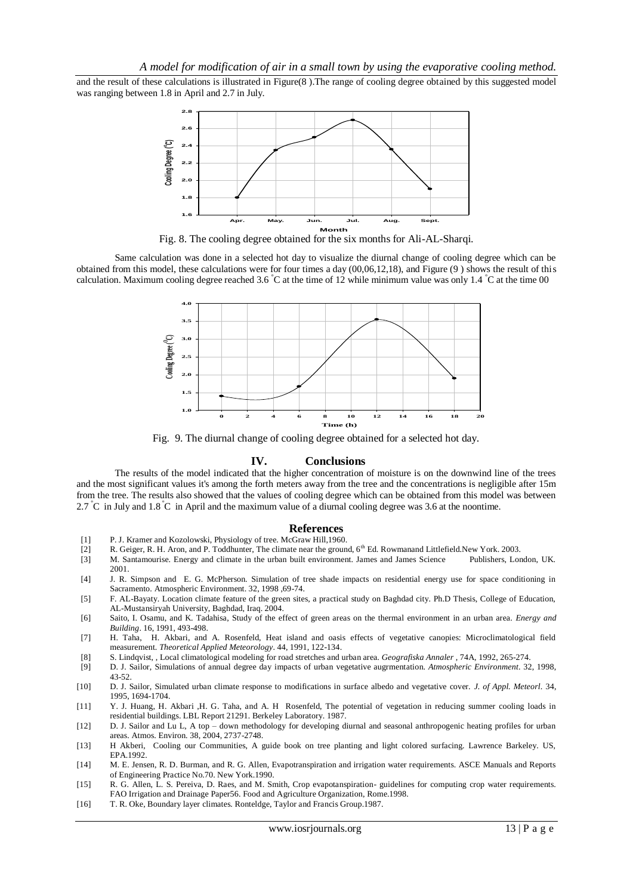and the result of these calculations is illustrated in Figure(8 ).The range of cooling degree obtained by this suggested model was ranging between 1.8 in April and 2.7 in July.

Cooling Degree (°C)
2.8
2.6
2.4
2.2
2.0
1.8
1.6
Apr. May. Jun. Jul. Aug. Sept.
Month

Fig. 8. The cooling degree obtained for the six months for Ali-AL-Sharqi.

Same calculation was done in a selected hot day to visualize the diurnal change of cooling degree which can be obtained from this model, these calculations were for four times a day (00,06,12,18), and Figure (9 ) shows the result of this calculation. Maximum cooling degree reached 3.6 °C at the time of 12 while minimum value was only 1.4 °C at the time 00

Cooling Degree (°C)
4.0
3.5
3.0
2.5
2.0
1.5
1.0
0 2 4 6 8 10 12 14 16 18 20
Time (h)

Fig. 9. The diurnal change of cooling degree obtained for a selected hot day.

## IV. Conclusions

The results of the model indicated that the higher concentration of moisture is on the downwind line of the trees and the most significant values it's among the forth meters away from the tree and the concentrations is negligible after 15m from the tree. The results also showed that the values of cooling degree which can be obtained from this model was between 2.7 °C in July and 1.8 °C in April and the maximum value of a diurnal cooling degree was 3.6 at the noontime.

## References

[1] P. J. Kramer and Kozolowski, Physiology of tree. McGraw Hill,1960.

[2] R. Geiger, R. H. Aron, and P. Toddhunter, The climate near the ground, 6th Ed. Rowmanand Littlefield.New York. 2003.

[3] M. Santamourise. Energy and climate in the urban built environment. James and James Science Publishers, London, UK. 2001.

[4] J. R. Simpson and E. G. McPherson. Simulation of tree shade impacts on residential energy use for space conditioning in Sacramento. Atmospheric Environment. 32, 1998 ,69-74.

[5] F. AL-Bayaty. Location climate feature of the green sites, a practical study on Baghdad city. Ph.D Thesis, College of Education, AL-Mustansiryah University, Baghdad, Iraq. 2004.

[6] Saito, I. Osamu, and K. Tadahisa, Study of the effect of green areas on the thermal environment in an urban area. *Energy and Building*. 16, 1991, 493-498.

[7] H. Taha, H. Akbari, and A. Rosenfeld, Heat island and oasis effects of vegetative canopies: Microclimatological field measurement. *Theoretical Applied Meteorology*. 44, 1991, 122-134.

[8] S. Lindqvist, , Local climatological modeling for road stretches and urban area. *Geografiska Annaler* , 74A, 1992, 265-274.

[9] D. J. Sailor, Simulations of annual degree day impacts of urban vegetative augrmentation. *Atmospheric Environment*. 32, 1998, 43-52.

[10] D. J. Sailor, Simulated urban climate response to modifications in surface albedo and vegetative cover. *J. of Appl. Meteorl*. 34, 1995, 1694-1704.

[11] Y. J. Huang, H. Akbari ,H. G. Taha, and A. H Rosenfeld, The potential of vegetation in reducing summer cooling loads in residential buildings. LBL Report 21291. Berkeley Laboratory. 1987.

[12] D. J. Sailor and Lu L, A top – down methodology for developing diurnal and seasonal anthropogenic heating profiles for urban areas. Atmos. Environ. 38, 2004, 2737-2748.

[13] H Akberi, Cooling our Communities, A guide book on tree planting and light colored surfacing. Lawrence Barkeley. US, EPA.1992.

[14] M. E. Jensen, R. D. Burman, and R. G. Allen, Evapotranspiration and irrigation water requirements. ASCE Manuals and Reports of Engineering Practice No.70. New York.1990.

[15] R. G. Allen, L. S. Pereiva, D. Raes, and M. Smith, Crop evapotanspiration- guidelines for computing crop water requirements. FAO Irrigation and Drainage Paper56. Food and Agriculture Organization, Rome.1998.

[16] T. R. Oke, Boundary layer climates. Ronteldge, Taylor and Francis Group.1987.